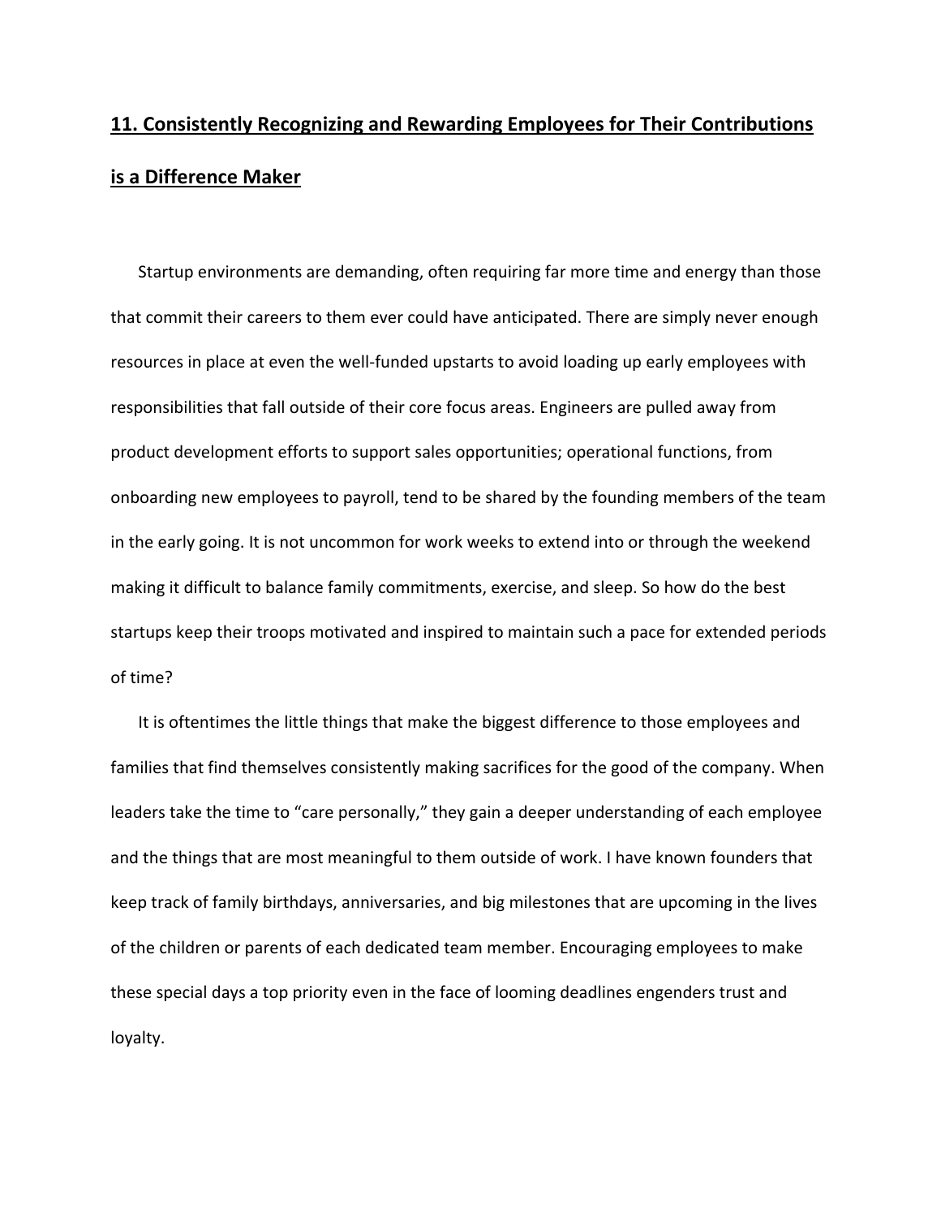## 11. Consistently Recognizing and Rewarding Employees for Their Contributions is a Difference Maker

Startup environments are demanding, often requiring far more time and energy than those that commit their careers to them ever could have anticipated. There are simply never enough resources in place at even the well-funded upstarts to avoid loading up early employees with responsibilities that fall outside of their core focus areas. Engineers are pulled away from product development efforts to support sales opportunities; operational functions, from onboarding new employees to payroll, tend to be shared by the founding members of the team in the early going. It is not uncommon for work weeks to extend into or through the weekend making it difficult to balance family commitments, exercise, and sleep. So how do the best startups keep their troops motivated and inspired to maintain such a pace for extended periods of time?

It is oftentimes the little things that make the biggest difference to those employees and families that find themselves consistently making sacrifices for the good of the company. When leaders take the time to "care personally," they gain a deeper understanding of each employee and the things that are most meaningful to them outside of work. I have known founders that keep track of family birthdays, anniversaries, and big milestones that are upcoming in the lives of the children or parents of each dedicated team member. Encouraging employees to make these special days a top priority even in the face of looming deadlines engenders trust and loyalty.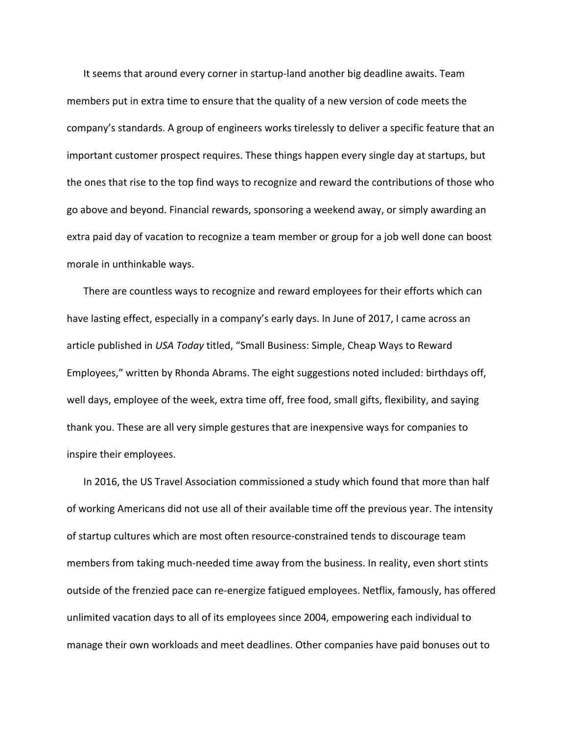It seems that around every corner in startup-land another big deadline awaits. Team members put in extra time to ensure that the quality of a new version of code meets the company's standards. A group of engineers works tirelessly to deliver a specific feature that an important customer prospect requires. These things happen every single day at startups, but the ones that rise to the top find ways to recognize and reward the contributions of those who go above and beyond. Financial rewards, sponsoring a weekend away, or simply awarding an extra paid day of vacation to recognize a team member or group for a job well done can boost morale in unthinkable ways.

There are countless ways to recognize and reward employees for their efforts which can have lasting effect, especially in a company's early days. In June of 2017, I came across an article published in *USA Today* titled, "Small Business: Simple, Cheap Ways to Reward Employees," written by Rhonda Abrams. The eight suggestions noted included: birthdays off, well days, employee of the week, extra time off, free food, small gifts, flexibility, and saying thank you. These are all very simple gestures that are inexpensive ways for companies to inspire their employees.

In 2016, the US Travel Association commissioned a study which found that more than half of working Americans did not use all of their available time off the previous year. The intensity of startup cultures which are most often resource-constrained tends to discourage team members from taking much-needed time away from the business. In reality, even short stints outside of the frenzied pace can re-energize fatigued employees. Netflix, famously, has offered unlimited vacation days to all of its employees since 2004, empowering each individual to manage their own workloads and meet deadlines. Other companies have paid bonuses out to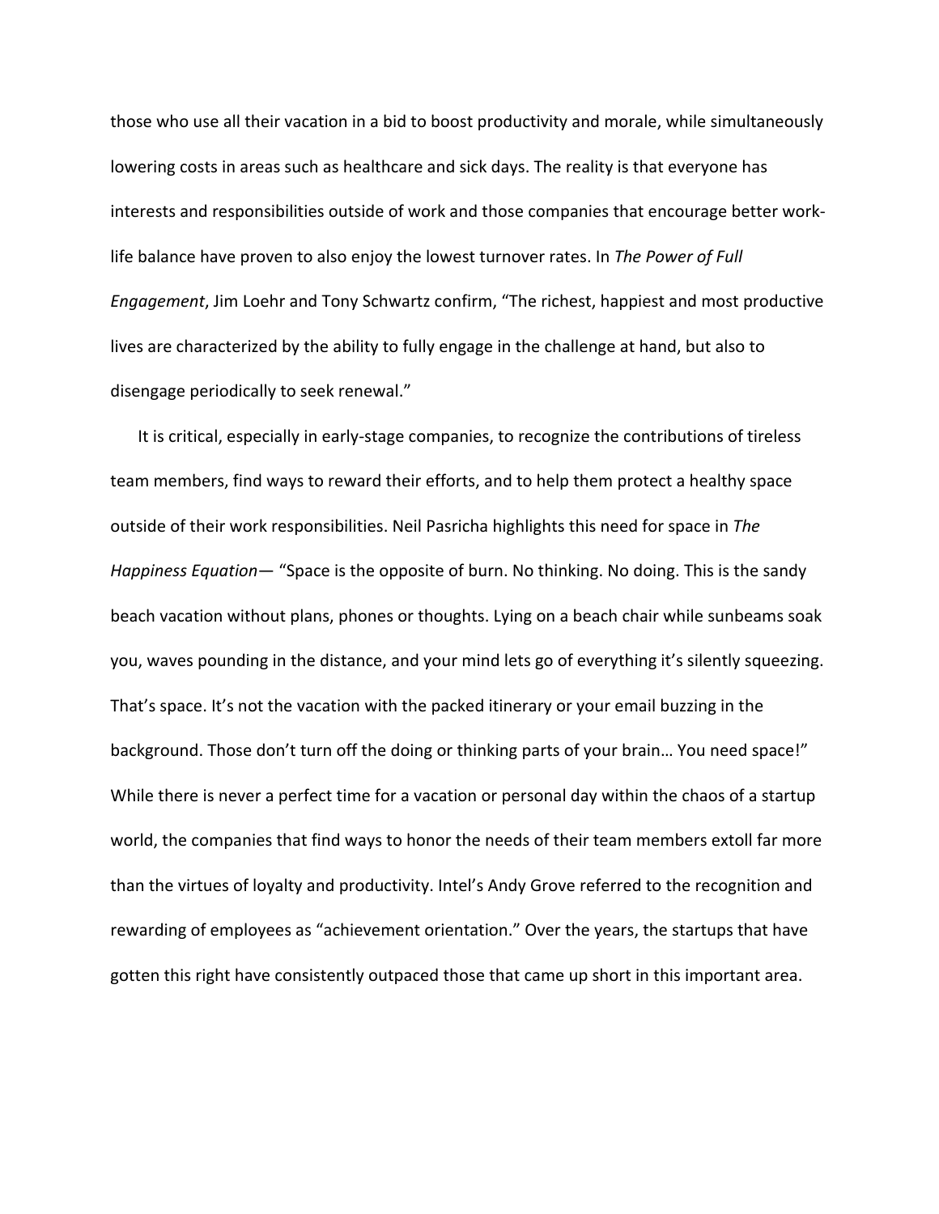those who use all their vacation in a bid to boost productivity and morale, while simultaneously lowering costs in areas such as healthcare and sick days. The reality is that everyone has interests and responsibilities outside of work and those companies that encourage better work-life balance have proven to also enjoy the lowest turnover rates. In *The Power of Full Engagement*, Jim Loehr and Tony Schwartz confirm, "The richest, happiest and most productive lives are characterized by the ability to fully engage in the challenge at hand, but also to disengage periodically to seek renewal."

It is critical, especially in early-stage companies, to recognize the contributions of tireless team members, find ways to reward their efforts, and to help them protect a healthy space outside of their work responsibilities. Neil Pasricha highlights this need for space in *The Happiness Equation*— "Space is the opposite of burn. No thinking. No doing. This is the sandy beach vacation without plans, phones or thoughts. Lying on a beach chair while sunbeams soak you, waves pounding in the distance, and your mind lets go of everything it's silently squeezing. That's space. It's not the vacation with the packed itinerary or your email buzzing in the background. Those don't turn off the doing or thinking parts of your brain… You need space!" While there is never a perfect time for a vacation or personal day within the chaos of a startup world, the companies that find ways to honor the needs of their team members extoll far more than the virtues of loyalty and productivity. Intel's Andy Grove referred to the recognition and rewarding of employees as "achievement orientation." Over the years, the startups that have gotten this right have consistently outpaced those that came up short in this important area.